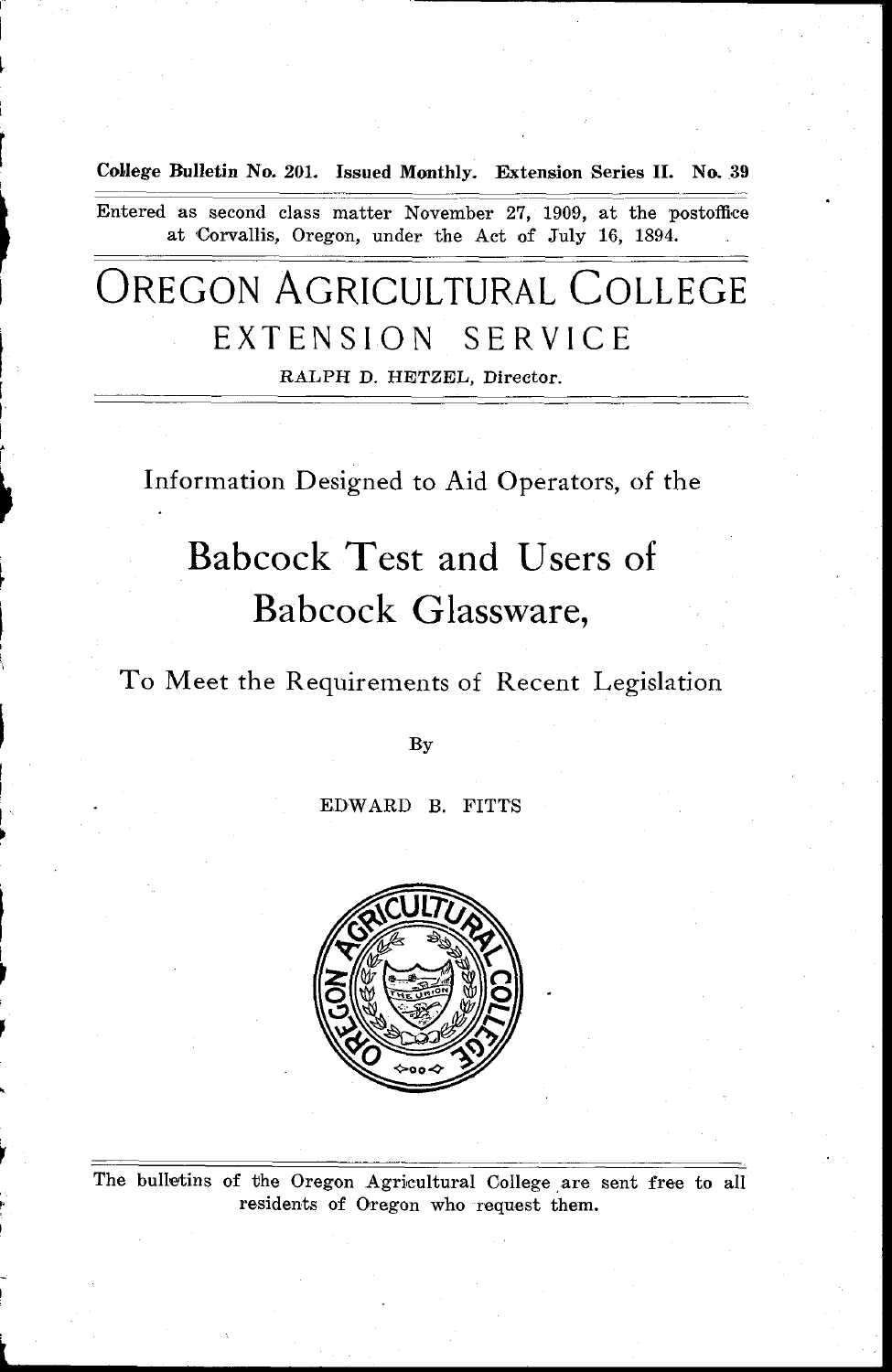College Bulletin No. 201. Issued Monthly. Extension Series II. No. 39

Entered as second class matter November 27, 1909, at the postoffice at Corvallis, Oregon, under the Act of July 16, 1894.

# OREGON AGRICULTURAL COLLEGE
## EXTENSION SERVICE

RALPH D. HETZEL, Director.

Information Designed to Aid Operators, of the

# Babcock Test and Users of Babcock Glassware,

To Meet the Requirements of Recent Legislation

By

EDWARD B. FITTS

The bulletins of the Oregon Agricultural College are sent free to all residents of Oregon who request them.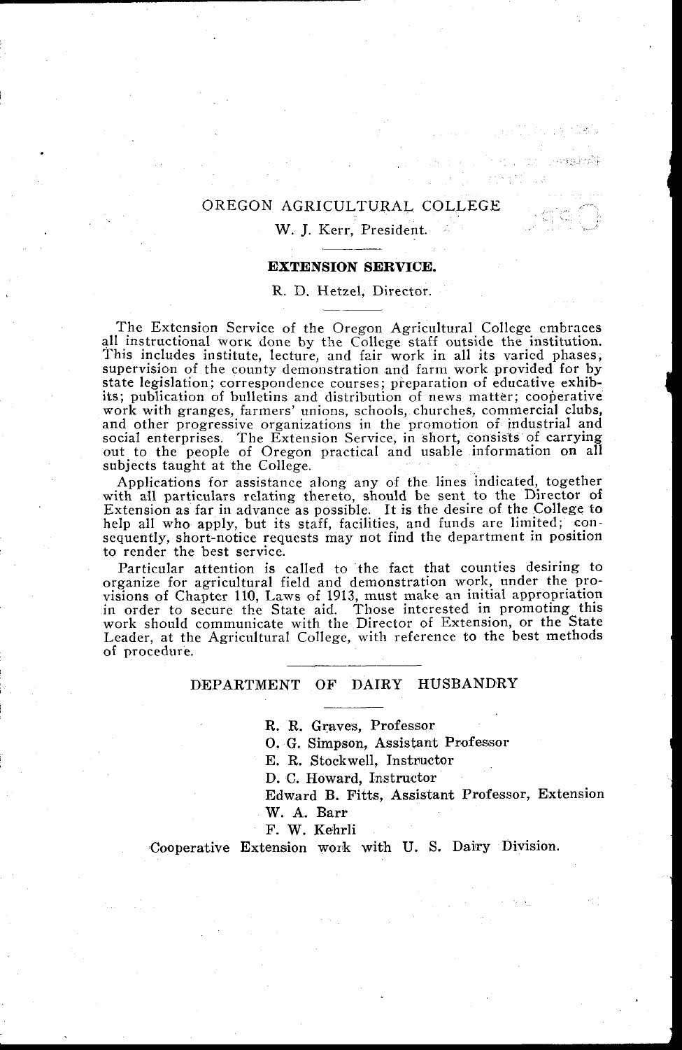# OREGON AGRICULTURAL COLLEGE

W. J. Kerr, President.

## EXTENSION SERVICE.

R. D. Hetzel, Director.

The Extension Service of the Oregon Agricultural College embraces all instructional work done by the College staff outside the institution. This includes institute, lecture, and fair work in all its varied phases, supervision of the county demonstration and farm work provided for by state legislation; correspondence courses; preparation of educative exhibits; publication of bulletins and distribution of news matter; cooperative work with granges, farmers' unions, schools, churches, commercial clubs, and other progressive organizations in the promotion of industrial and social enterprises. The Extension Service, in short, consists of carrying out to the people of Oregon practical and usable information on all subjects taught at the College.

Applications for assistance along any of the lines indicated, together with all particulars relating thereto, should be sent to the Director of Extension as far in advance as possible. It is the desire of the College to help all who apply, but its staff, facilities, and funds are limited; consequently, short-notice requests may not find the department in position to render the best service.

Particular attention is called to the fact that counties desiring to organize for agricultural field and demonstration work, under the provisions of Chapter 110, Laws of 1913, must make an initial appropriation in order to secure the State aid. Those interested in promoting this work should communicate with the Director of Extension, or the State Leader, at the Agricultural College, with reference to the best methods of procedure.

## DEPARTMENT OF DAIRY HUSBANDRY

R. R. Graves, Professor
O. G. Simpson, Assistant Professor
E. R. Stockwell, Instructor
D. C. Howard, Instructor
Edward B. Fitts, Assistant Professor, Extension
W. A. Barr
F. W. Kehrli

Cooperative Extension work with U. S. Dairy Division.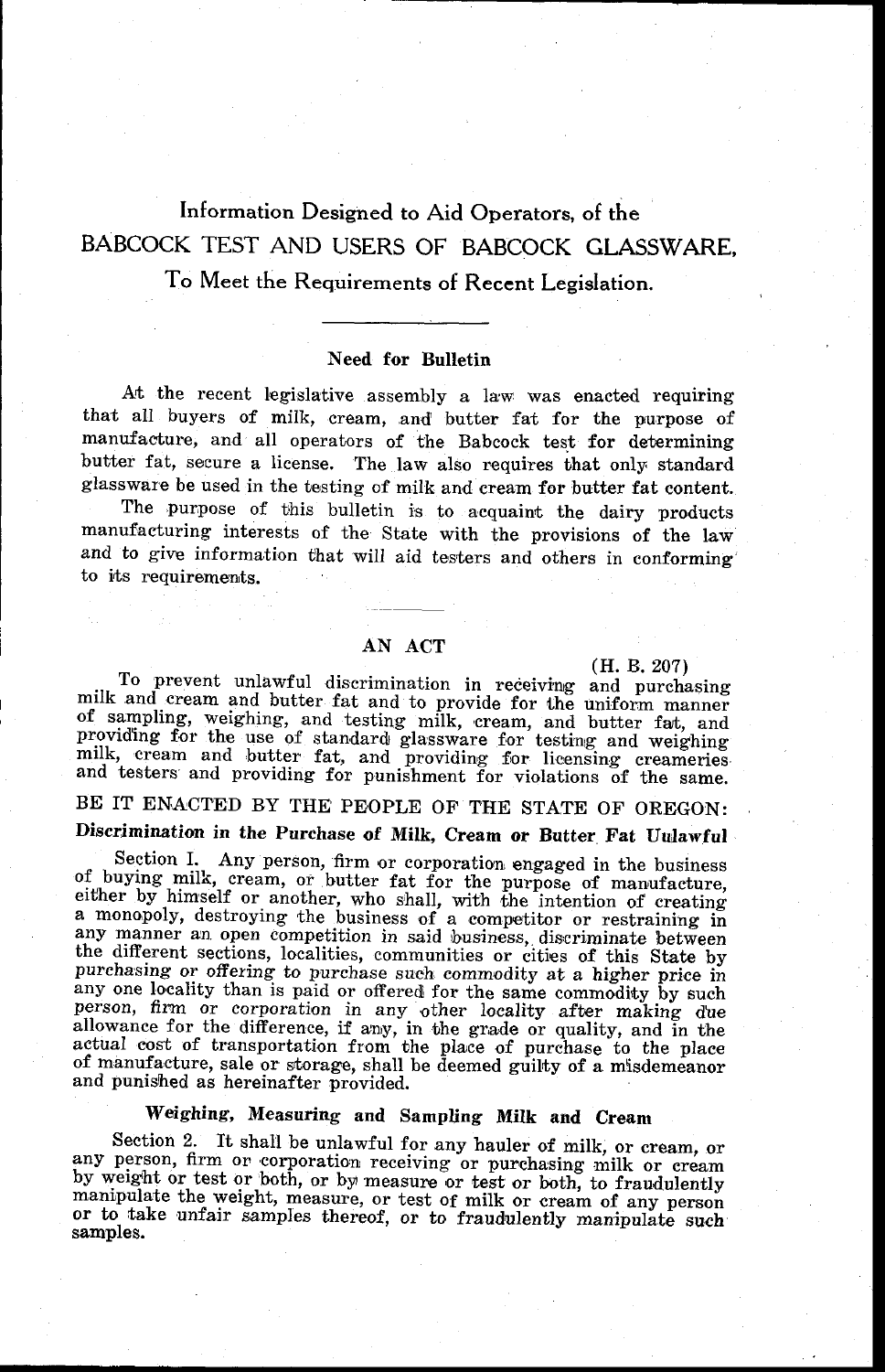# Information Designed to Aid Operators, of the BABCOCK TEST AND USERS OF BABCOCK GLASSWARE, To Meet the Requirements of Recent Legislation.

## Need for Bulletin

At the recent legislative assembly a law was enacted requiring that all buyers of milk, cream, and butter fat for the purpose of manufacture, and all operators of the Babcock test for determining butter fat, secure a license. The law also requires that only standard glassware be used in the testing of milk and cream for butter fat content.

The purpose of this bulletin is to acquaint the dairy products manufacturing interests of the State with the provisions of the law and to give information that will aid testers and others in conforming to its requirements.

## AN ACT

(H. B. 207)

To prevent unlawful discrimination in receiving and purchasing milk and cream and butter fat and to provide for the uniform manner of sampling, weighing, and testing milk, cream, and butter fat, and providing for the use of standard glassware for testing and weighing milk, cream and butter fat, and providing for licensing creameries and testers and providing for punishment for violations of the same.

BE IT ENACTED BY THE PEOPLE OF THE STATE OF OREGON:

### Discrimination in the Purchase of Milk, Cream or Butter Fat Unlawful

Section I. Any person, firm or corporation engaged in the business of buying milk, cream, or butter fat for the purpose of manufacture, either by himself or another, who shall, with the intention of creating a monopoly, destroying the business of a competitor or restraining in any manner an open competition in said business, discriminate between the different sections, localities, communities or cities of this State by purchasing or offering to purchase such commodity at a higher price in any one locality than is paid or offered for the same commodity by such person, firm or corporation in any other locality after making due allowance for the difference, if any, in the grade or quality, and in the actual cost of transportation from the place of purchase to the place of manufacture, sale or storage, shall be deemed guilty of a misdemeanor and punished as hereinafter provided.

### Weighing, Measuring and Sampling Milk and Cream

Section 2. It shall be unlawful for any hauler of milk, or cream, or any person, firm or corporation receiving or purchasing milk or cream by weight or test or both, or by measure or test or both, to fraudulently manipulate the weight, measure, or test of milk or cream of any person or to take unfair samples thereof, or to fraudulently manipulate such samples.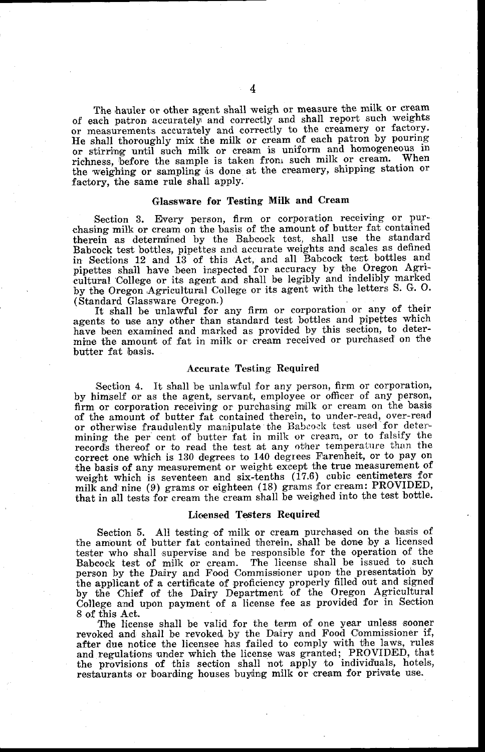The hauler or other agent shall weigh or measure the milk or cream of each patron accurately and correctly and shall report such weights or measurements accurately and correctly to the creamery or factory. He shall thoroughly mix the milk or cream of each patron by pouring or stirring until such milk or cream is uniform and homogeneous in richness, before the sample is taken from such milk or cream. When the weighing or sampling is done at the creamery, shipping station or factory, the same rule shall apply.

### Glassware for Testing Milk and Cream

Section 3. Every person, firm or corporation receiving or purchasing milk or cream on the basis of the amount of butter fat contained therein as determined by the Babcock test, shall use the standard Babcock test bottles, pipettes and accurate weights and scales as defined in Sections 12 and 13 of this Act, and all Babcock test bottles and pipettes shall have been inspected for accuracy by the Oregon Agricultural College or its agent and shall be legibly and indelibly marked by the Oregon Agricultural College or its agent with the letters S. G. O. (Standard Glassware Oregon.)

It shall be unlawful for any firm or corporation or any of their agents to use any other than standard test bottles and pipettes which have been examined and marked as provided by this section, to determine the amount of fat in milk or cream received or purchased on the butter fat basis.

### Accurate Testing Required

Section 4. It shall be unlawful for any person, firm or corporation, by himself or as the agent, servant, employee or officer of any person, firm or corporation receiving or purchasing milk or cream on the basis of the amount of butter fat contained therein, to under-read, over-read or otherwise fraudulently manipulate the Babcock test used for determining the per cent of butter fat in milk or cream, or to falsify the records thereof or to read the test at any other temperature than the correct one which is 130 degrees to 140 degrees Farenheit, or to pay on the basis of any measurement or weight except the true measurement of weight which is seventeen and six-tenths (17.6) cubic centimeters for milk and nine (9) grams or eighteen (18) grams for cream: PROVIDED, that in all tests for cream the cream shall be weighed into the test bottle.

### Licensed Testers Required

Section 5. All testing of milk or cream purchased on the basis of the amount of butter fat contained therein, shall be done by a licensed tester who shall supervise and be responsible for the operation of the Babcock test of milk or cream. The license shall be issued to such person by the Dairy and Food Commissioner upon the presentation by the applicant of a certificate of proficiency properly filled out and signed by the Chief of the Dairy Department of the Oregon Agricultural College and upon payment of a license fee as provided for in Section 8 of this Act.

The license shall be valid for the term of one year unless sooner revoked and shall be revoked by the Dairy and Food Commissioner if, after due notice the licensee has failed to comply with the laws, rules and regulations under which the license was granted; PROVIDED, that the provisions of this section shall not apply to individuals, hotels, restaurants or boarding houses buying milk or cream for private use.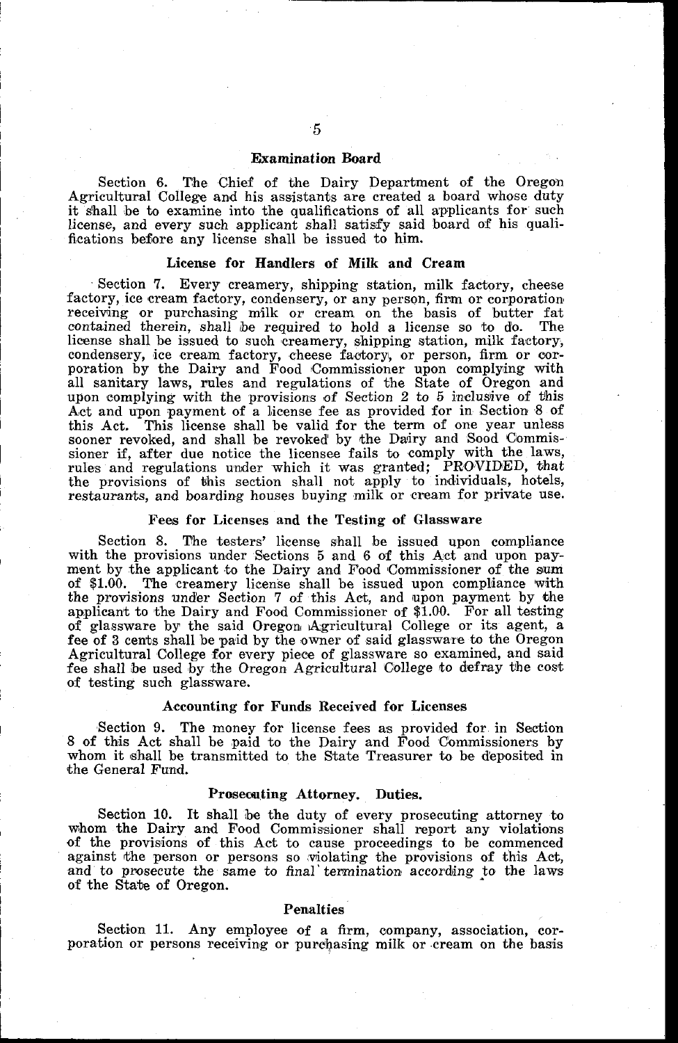### Examination Board

Section 6. The Chief of the Dairy Department of the Oregon Agricultural College and his assistants are created a board whose duty it shall be to examine into the qualifications of all applicants for such license, and every such applicant shall satisfy said board of his qualifications before any license shall be issued to him.

### License for Handlers of Milk and Cream

Section 7. Every creamery, shipping station, milk factory, cheese factory, ice cream factory, condensery, or any person, firm or corporation receiving or purchasing milk or cream on the basis of butter fat contained therein, shall be required to hold a license so to do. The license shall be issued to such creamery, shipping station, milk factory, condensery, ice cream factory, cheese factory, or person, firm or corporation by the Dairy and Food Commissioner upon complying with all sanitary laws, rules and regulations of the State of Oregon and upon complying with the provisions of Section 2 to 5 inclusive of this Act and upon payment of a license fee as provided for in Section 8 of this Act. This license shall be valid for the term of one year unless sooner revoked, and shall be revoked by the Dairy and Sood Commissioner if, after due notice the licensee fails to comply with the laws, rules and regulations under which it was granted; PROVIDED, that the provisions of this section shall not apply to individuals, hotels, restaurants, and boarding houses buying milk or cream for private use.

### Fees for Licenses and the Testing of Glassware

Section 8. The testers' license shall be issued upon compliance with the provisions under Sections 5 and 6 of this Act and upon payment by the applicant to the Dairy and Food Commissioner of the sum of $1.00. The creamery license shall be issued upon compliance with the provisions under Section 7 of this Act, and upon payment by the applicant to the Dairy and Food Commissioner of $1.00. For all testing of glassware by the said Oregon Agricultural College or its agent, a fee of 3 cents shall be paid by the owner of said glassware to the Oregon Agricultural College for every piece of glassware so examined, and said fee shall be used by the Oregon Agricultural College to defray the cost of testing such glassware.

### Accounting for Funds Received for Licenses

Section 9. The money for license fees as provided for in Section 8 of this Act shall be paid to the Dairy and Food Commissioners by whom it shall be transmitted to the State Treasurer to be deposited in the General Fund.

### Prosecuting Attorney. Duties.

Section 10. It shall be the duty of every prosecuting attorney to whom the Dairy and Food Commissioner shall report any violations of the provisions of this Act to cause proceedings to be commenced against the person or persons so violating the provisions of this Act, and to prosecute the same to final termination according to the laws of the State of Oregon.

### Penalties

Section 11. Any employee of a firm, company, association, corporation or persons receiving or purchasing milk or cream on the basis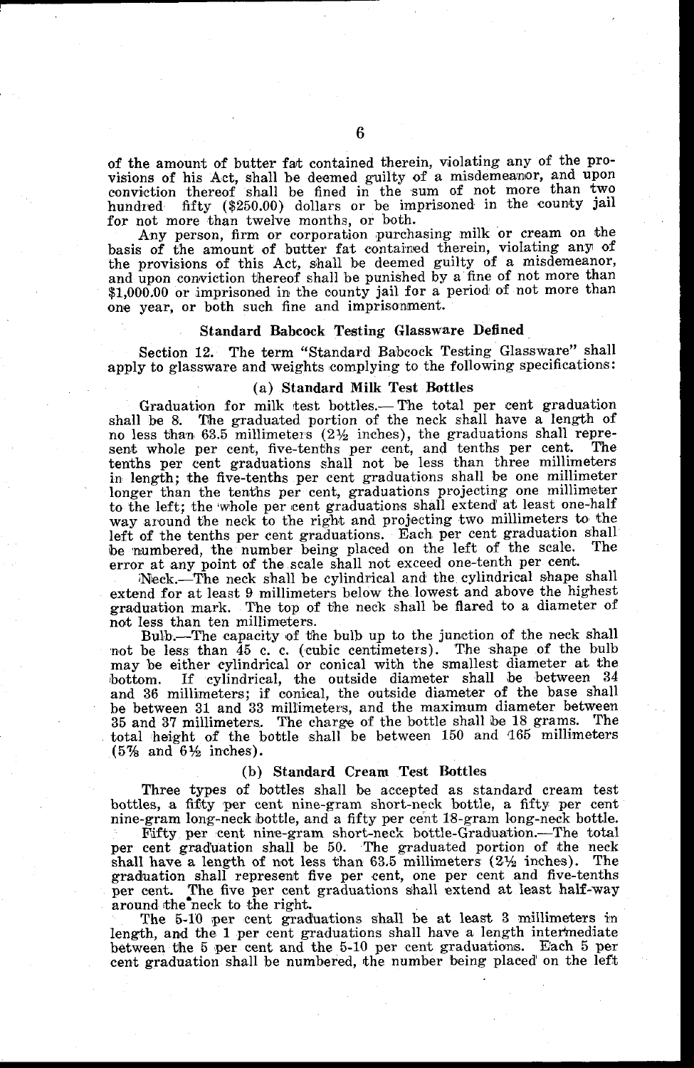of the amount of butter fat contained therein, violating any of the provisions of his Act, shall be deemed guilty of a misdemeanor, and upon conviction thereof shall be fined in the sum of not more than two hundred fifty ($250.00) dollars or be imprisoned in the county jail for not more than twelve months, or both.

Any person, firm or corporation purchasing milk or cream on the basis of the amount of butter fat contained therein, violating any of the provisions of this Act, shall be deemed guilty of a misdemeanor, and upon conviction thereof shall be punished by a fine of not more than $1,000.00 or imprisoned in the county jail for a period of not more than one year, or both such fine and imprisonment.

### Standard Babcock Testing Glassware Defined

Section 12. The term "Standard Babcock Testing Glassware" shall apply to glassware and weights complying to the following specifications:

#### (a) Standard Milk Test Bottles

Graduation for milk test bottles.—The total per cent graduation shall be 8. The graduated portion of the neck shall have a length of no less than 63.5 millimeters (2½ inches), the graduations shall represent whole per cent, five-tenths per cent, and tenths per cent. The tenths per cent graduations shall not be less than three millimeters in length; the five-tenths per cent graduations shall be one millimeter longer than the tenths per cent, graduations projecting one millimeter to the left; the whole per cent graduations shall extend at least one-half way around the neck to the right and projecting two millimeters to the left of the tenths per cent graduations. Each per cent graduation shall be numbered, the number being placed on the left of the scale. The error at any point of the scale shall not exceed one-tenth per cent.

Neck.—The neck shall be cylindrical and the cylindrical shape shall extend for at least 9 millimeters below the lowest and above the highest graduation mark. The top of the neck shall be flared to a diameter of not less than ten millimeters.

Bulb.—The capacity of the bulb up to the junction of the neck shall not be less than 45 c. c. (cubic centimeters). The shape of the bulb may be either cylindrical or conical with the smallest diameter at the bottom. If cylindrical, the outside diameter shall be between 34 and 36 millimeters; if conical, the outside diameter of the base shall be between 31 and 33 millimeters, and the maximum diameter between 35 and 37 millimeters. The charge of the bottle shall be 18 grams. The total height of the bottle shall be between 150 and 165 millimeters (5⅞ and 6½ inches).

#### (b) Standard Cream Test Bottles

Three types of bottles shall be accepted as standard cream test bottles, a fifty per cent nine-gram short-neck bottle, a fifty per cent nine-gram long-neck bottle, and a fifty per cent 18-gram long-neck bottle.

Fifty per cent nine-gram short-neck bottle-Graduation.—The total per cent graduation shall be 50. The graduated portion of the neck shall have a length of not less than 63.5 millimeters (2½ inches). The graduation shall represent five per cent, one per cent and five-tenths per cent. The five per cent graduations shall extend at least half-way around the neck to the right.

The 5-10 per cent graduations shall be at least 3 millimeters in length, and the 1 per cent graduations shall have a length intermediate between the 5 per cent and the 5-10 per cent graduations. Each 5 per cent graduation shall be numbered, the number being placed on the left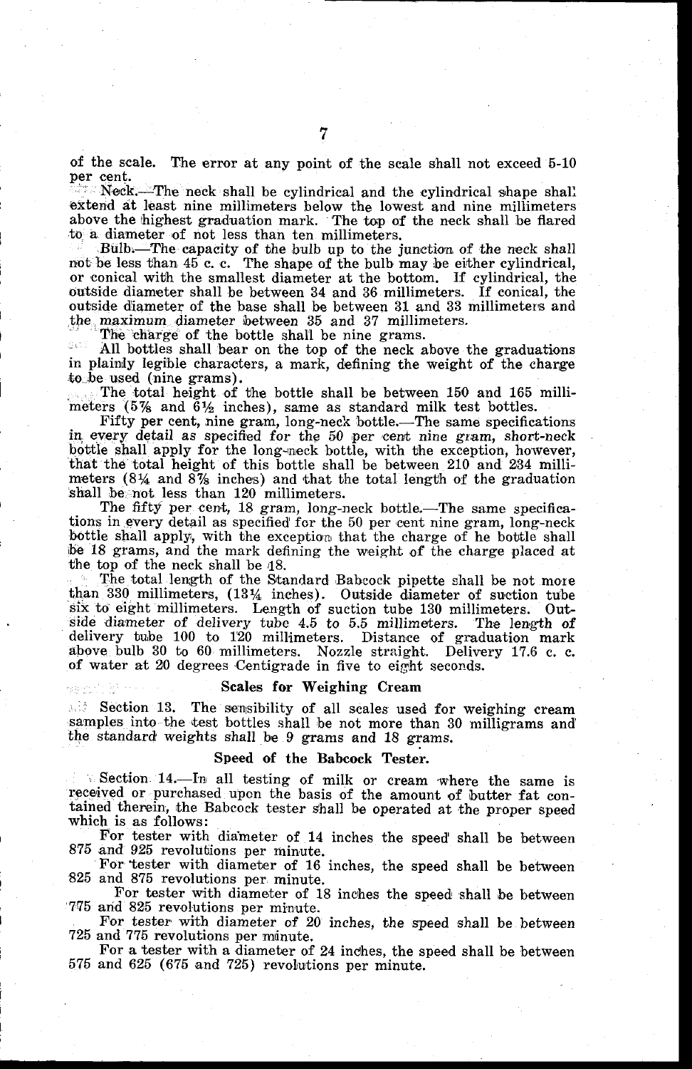of the scale. The error at any point of the scale shall not exceed 5-10 per cent.

Neck.—The neck shall be cylindrical and the cylindrical shape shall extend at least nine millimeters below the lowest and nine millimeters above the highest graduation mark. The top of the neck shall be flared to a diameter of not less than ten millimeters.

Bulb.—The capacity of the bulb up to the junction of the neck shall not be less than 45 c. c. The shape of the bulb may be either cylindrical, or conical with the smallest diameter at the bottom. If cylindrical, the outside diameter shall be between 34 and 36 millimeters. If conical, the outside diameter of the base shall be between 31 and 33 millimeters and the maximum diameter between 35 and 37 millimeters.

The charge of the bottle shall be nine grams.

All bottles shall bear on the top of the neck above the graduations in plainly legible characters, a mark, defining the weight of the charge to be used (nine grams).

The total height of the bottle shall be between 150 and 165 millimeters (5⅞ and 6½ inches), same as standard milk test bottles.

Fifty per cent, nine gram, long-neck bottle.—The same specifications in every detail as specified for the 50 per cent nine gram, short-neck bottle shall apply for the long-neck bottle, with the exception, however, that the total height of this bottle shall be between 210 and 234 millimeters (8¼ and 8⅞ inches) and that the total length of the graduation shall be not less than 120 millimeters.

The fifty per cent, 18 gram, long-neck bottle.—The same specifications in every detail as specified for the 50 per cent nine gram, long-neck bottle shall apply, with the exception that the charge of he bottle shall be 18 grams, and the mark defining the weight of the charge placed at the top of the neck shall be 18.

The total length of the Standard Babcock pipette shall be not more than 330 millimeters, (13¼ inches). Outside diameter of suction tube six to eight millimeters. Length of suction tube 130 millimeters. Outside diameter of delivery tube 4.5 to 5.5 millimeters. The length of delivery tube 100 to 120 millimeters. Distance of graduation mark above bulb 30 to 60 millimeters. Nozzle straight. Delivery 17.6 c. c. of water at 20 degrees Centigrade in five to eight seconds.

### Scales for Weighing Cream

Section 13. The sensibility of all scales used for weighing cream samples into the test bottles shall be not more than 30 milligrams and the standard weights shall be 9 grams and 18 grams.

### Speed of the Babcock Tester.

Section 14.—In all testing of milk or cream where the same is received or purchased upon the basis of the amount of butter fat contained therein, the Babcock tester shall be operated at the proper speed which is as follows:

For tester with diameter of 14 inches the speed shall be between 875 and 925 revolutions per minute.

For tester with diameter of 16 inches, the speed shall be between 825 and 875 revolutions per minute.

For tester with diameter of 18 inches the speed shall be between 775 and 825 revolutions per minute.

For tester with diameter of 20 inches, the speed shall be between 725 and 775 revolutions per minute.

For a tester with a diameter of 24 inches, the speed shall be between 575 and 625 (675 and 725) revolutions per minute.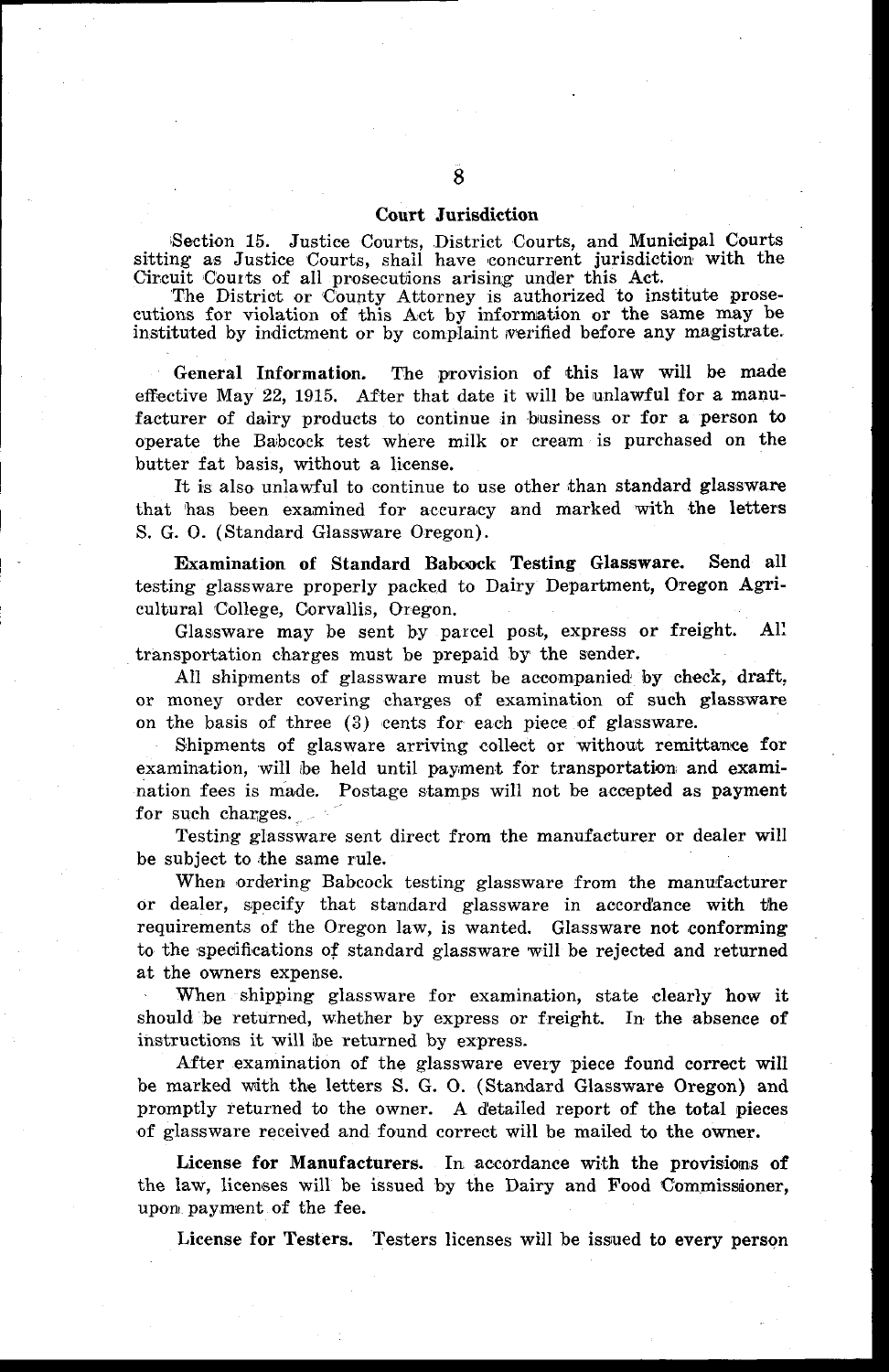## Court Jurisdiction

Section 15. Justice Courts, District Courts, and Municipal Courts sitting as Justice Courts, shall have concurrent jurisdiction with the Circuit Courts of all prosecutions arising under this Act.

The District or County Attorney is authorized to institute prosecutions for violation of this Act by information or the same may be instituted by indictment or by complaint verified before any magistrate.

**General Information.** The provision of this law will be made effective May 22, 1915. After that date it will be unlawful for a manufacturer of dairy products to continue in business or for a person to operate the Babcock test where milk or cream is purchased on the butter fat basis, without a license.

It is also unlawful to continue to use other than standard glassware that has been examined for accuracy and marked with the letters S. G. O. (Standard Glassware Oregon).

**Examination of Standard Babcock Testing Glassware.** Send all testing glassware properly packed to Dairy Department, Oregon Agricultural College, Corvallis, Oregon.

Glassware may be sent by parcel post, express or freight. All transportation charges must be prepaid by the sender.

All shipments of glassware must be accompanied by check, draft, or money order covering charges of examination of such glassware on the basis of three (3) cents for each piece of glassware.

Shipments of glasware arriving collect or without remittance for examination, will be held until payment for transportation and examination fees is made. Postage stamps will not be accepted as payment for such charges.

Testing glassware sent direct from the manufacturer or dealer will be subject to the same rule.

When ordering Babcock testing glassware from the manufacturer or dealer, specify that standard glassware in accordance with the requirements of the Oregon law, is wanted. Glassware not conforming to the specifications of standard glassware will be rejected and returned at the owners expense.

When shipping glassware for examination, state clearly how it should be returned, whether by express or freight. In the absence of instructions it will be returned by express.

After examination of the glassware every piece found correct will be marked with the letters S. G. O. (Standard Glassware Oregon) and promptly returned to the owner. A detailed report of the total pieces of glassware received and found correct will be mailed to the owner.

**License for Manufacturers.** In accordance with the provisions of the law, licenses will be issued by the Dairy and Food Commissioner, upon payment of the fee.

**License for Testers.** Testers licenses will be issued to every person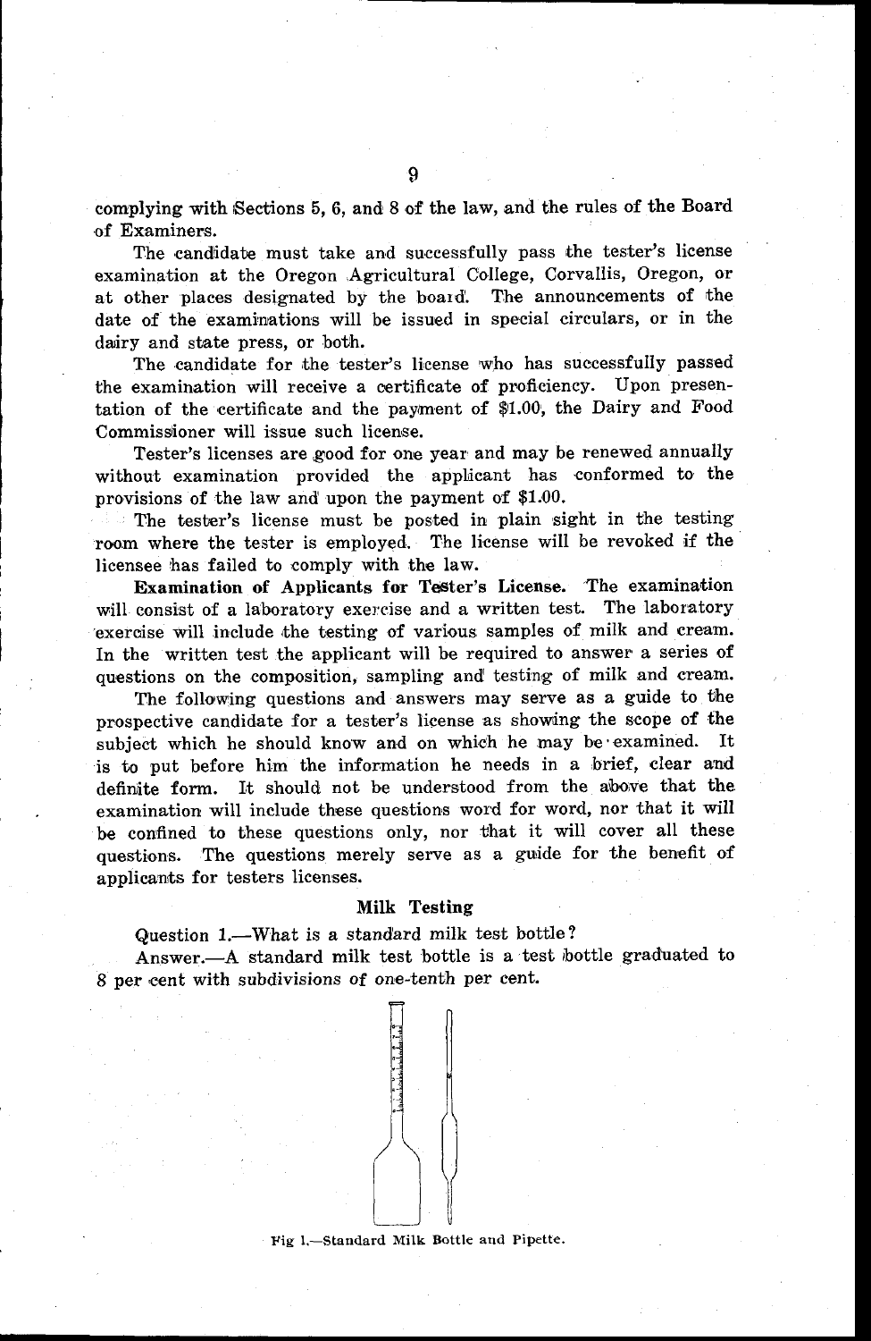complying with Sections 5, 6, and 8 of the law, and the rules of the Board of Examiners.

The candidate must take and successfully pass the tester's license examination at the Oregon Agricultural College, Corvallis, Oregon, or at other places designated by the board. The announcements of the date of the examinations will be issued in special circulars, or in the dairy and state press, or both.

The candidate for the tester's license who has successfully passed the examination will receive a certificate of proficiency. Upon presentation of the certificate and the payment of $1.00, the Dairy and Food Commissioner will issue such license.

Tester's licenses are good for one year and may be renewed annually without examination provided the applicant has conformed to the provisions of the law and upon the payment of $1.00.

The tester's license must be posted in plain sight in the testing room where the tester is employed. The license will be revoked if the licensee has failed to comply with the law.

**Examination of Applicants for Tester's License.** The examination will consist of a laboratory exercise and a written test. The laboratory exercise will include the testing of various samples of milk and cream. In the written test the applicant will be required to answer a series of questions on the composition, sampling and testing of milk and cream.

The following questions and answers may serve as a guide to the prospective candidate for a tester's license as showing the scope of the subject which he should know and on which he may be examined. It is to put before him the information he needs in a brief, clear and definite form. It should not be understood from the above that the examination will include these questions word for word, nor that it will be confined to these questions only, nor that it will cover all these questions. The questions merely serve as a guide for the benefit of applicants for testers licenses.

### Milk Testing

Question 1.—What is a standard milk test bottle?

Answer.—A standard milk test bottle is a test bottle graduated to 8 per cent with subdivisions of one-tenth per cent.

Fig 1.—Standard Milk Bottle and Pipette.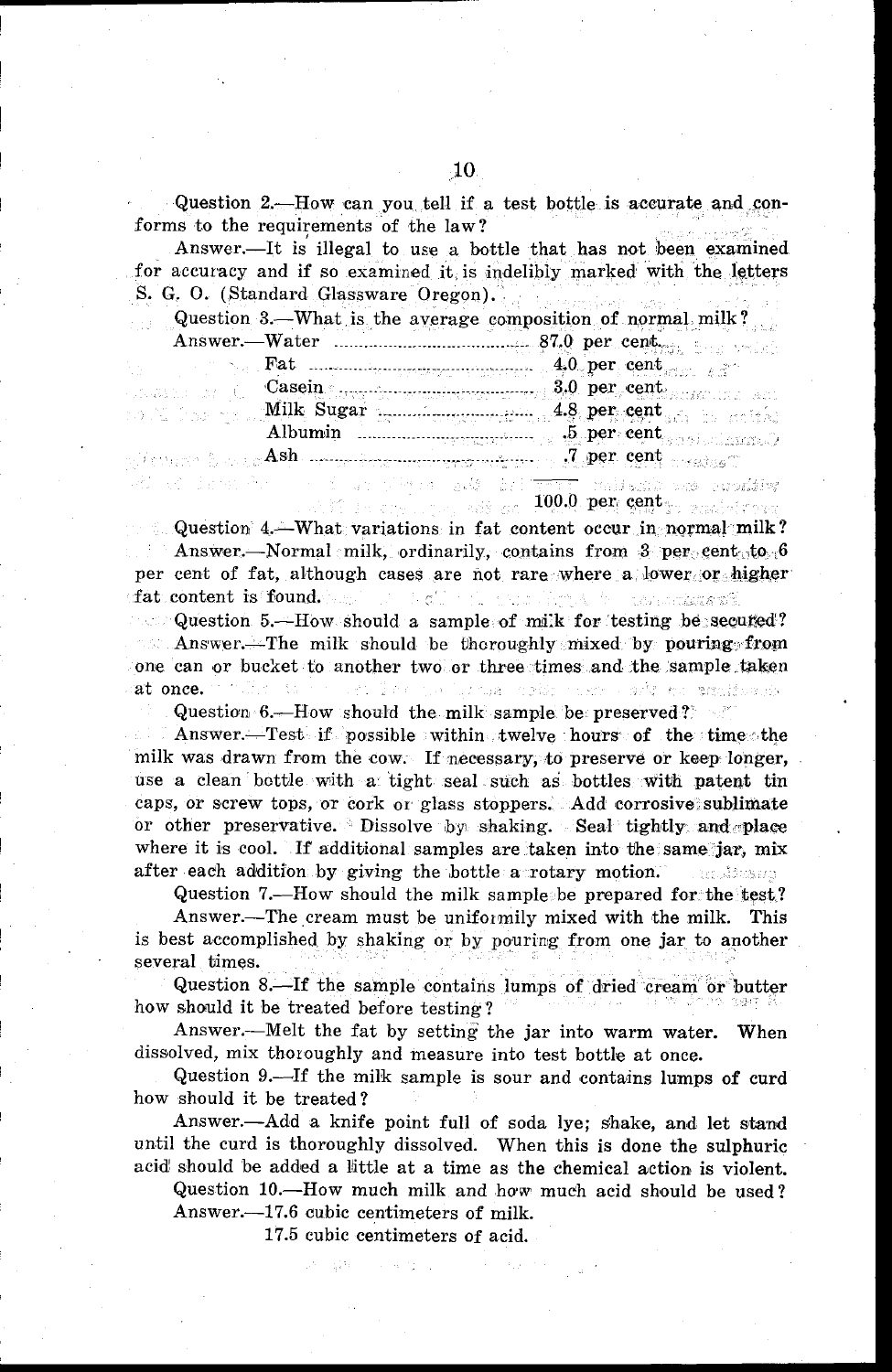Question 2.—How can you tell if a test bottle is accurate and conforms to the requirements of the law?

Answer.—It is illegal to use a bottle that has not been examined for accuracy and if so examined it is indelibly marked with the letters S. G. O. (Standard Glassware Oregon).

Question 3.—What is the average composition of normal milk?

| Answer.— | |
|---|---|
| Water | 87.0 per cent |
| Fat | 4.0 per cent |
| Casein | 3.0 per cent |
| Milk Sugar | 4.8 per cent |
| Albumin | .5 per cent |
| Ash | .7 per cent |
| | 100.0 per cent |

Question 4.—What variations in fat content occur in normal milk?

Answer.—Normal milk, ordinarily, contains from 3 per cent to 6 per cent of fat, although cases are not rare where a lower or higher fat content is found.

Question 5.—How should a sample of milk for testing be secured?

Answer.—The milk should be thoroughly mixed by pouring from one can or bucket to another two or three times and the sample taken at once.

Question 6.—How should the milk sample be preserved?

Answer.—Test if possible within twelve hours of the time the milk was drawn from the cow. If necessary, to preserve or keep longer, use a clean bottle with a tight seal such as bottles with patent tin caps, or screw tops, or cork or glass stoppers. Add corrosive sublimate or other preservative. Dissolve by shaking. Seal tightly and place where it is cool. If additional samples are taken into the same jar, mix after each addition by giving the bottle a rotary motion.

Question 7.—How should the milk sample be prepared for the test?

Answer.—The cream must be uniformily mixed with the milk. This is best accomplished by shaking or by pouring from one jar to another several times.

Question 8.—If the sample contains lumps of dried cream or butter how should it be treated before testing?

Answer.—Melt the fat by setting the jar into warm water. When dissolved, mix thoroughly and measure into test bottle at once.

Question 9.—If the milk sample is sour and contains lumps of curd how should it be treated?

Answer.—Add a knife point full of soda lye; shake, and let stand until the curd is thoroughly dissolved. When this is done the sulphuric acid should be added a little at a time as the chemical action is violent.

Question 10.—How much milk and how much acid should be used?

Answer.—17.6 cubic centimeters of milk.

17.5 cubic centimeters of acid.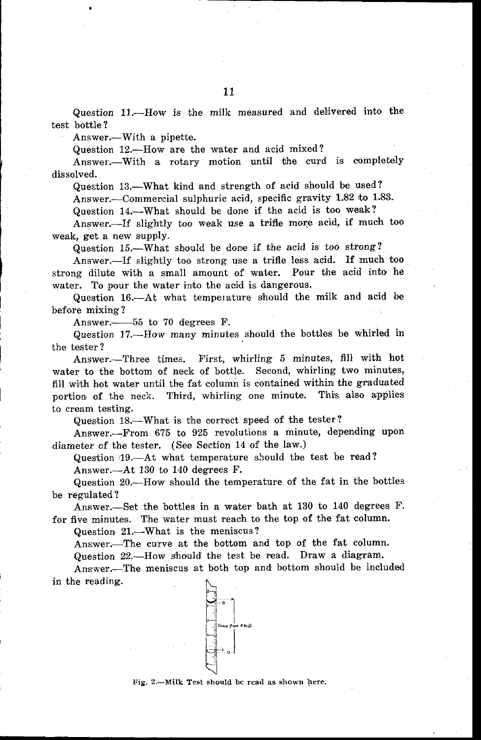Question 11.—How is the milk measured and delivered into the test bottle?

Answer.—With a pipette.

Question 12.—How are the water and acid mixed?

Answer.—With a rotary motion until the curd is completely dissolved.

Question 13.—What kind and strength of acid should be used?

Answer.—Commercial sulphuric acid, specific gravity 1.82 to 1.83.

Question 14.—What should be done if the acid is too weak?

Answer.—If slightly too weak use a trifle more acid, if much too weak, get a new supply.

Question 15.—What should be done if the acid is too strong?

Answer.—If slightly too strong use a trifle less acid. If much too strong dilute with a small amount of water. Pour the acid into he water. To pour the water into the acid is dangerous.

Question 16.—At what temperature should the milk and acid be before mixing?

Answer.——55 to 70 degrees F.

Question 17.—How many minutes should the bottles be whirled in the tester?

Answer.—Three times. First, whirling 5 minutes, fill with hot water to the bottom of neck of bottle. Second, whirling two minutes, fill with hot water until the fat column is contained within the graduated portion of the neck. Third, whirling one minute. This also applies to cream testing.

Question 18.—What is the correct speed of the tester?

Answer.—From 675 to 925 revolutions a minute, depending upon diameter of the tester. (See Section 14 of the law.)

Question 19.—At what temperature should the test be read?

Answer.—At 130 to 140 degrees F.

Question 20.—How should the temperature of the fat in the bottles be regulated?

Answer.—Set the bottles in a water bath at 130 to 140 degrees F. for five minutes. The water must reach to the top of the fat column.

Question 21.—What is the meniscus?

Answer.—The curve at the bottom and top of the fat column.

Question 22.—How should the test be read. Draw a diagram.

Answer.—The meniscus at both top and bottom should be included in the reading.

Fig. 2.—Milk Test should be read as shown here.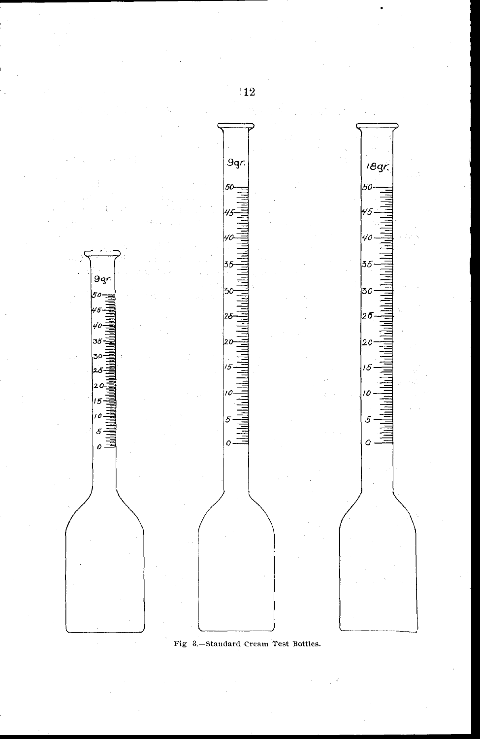Fig 3.—Standard Cream Test Bottles.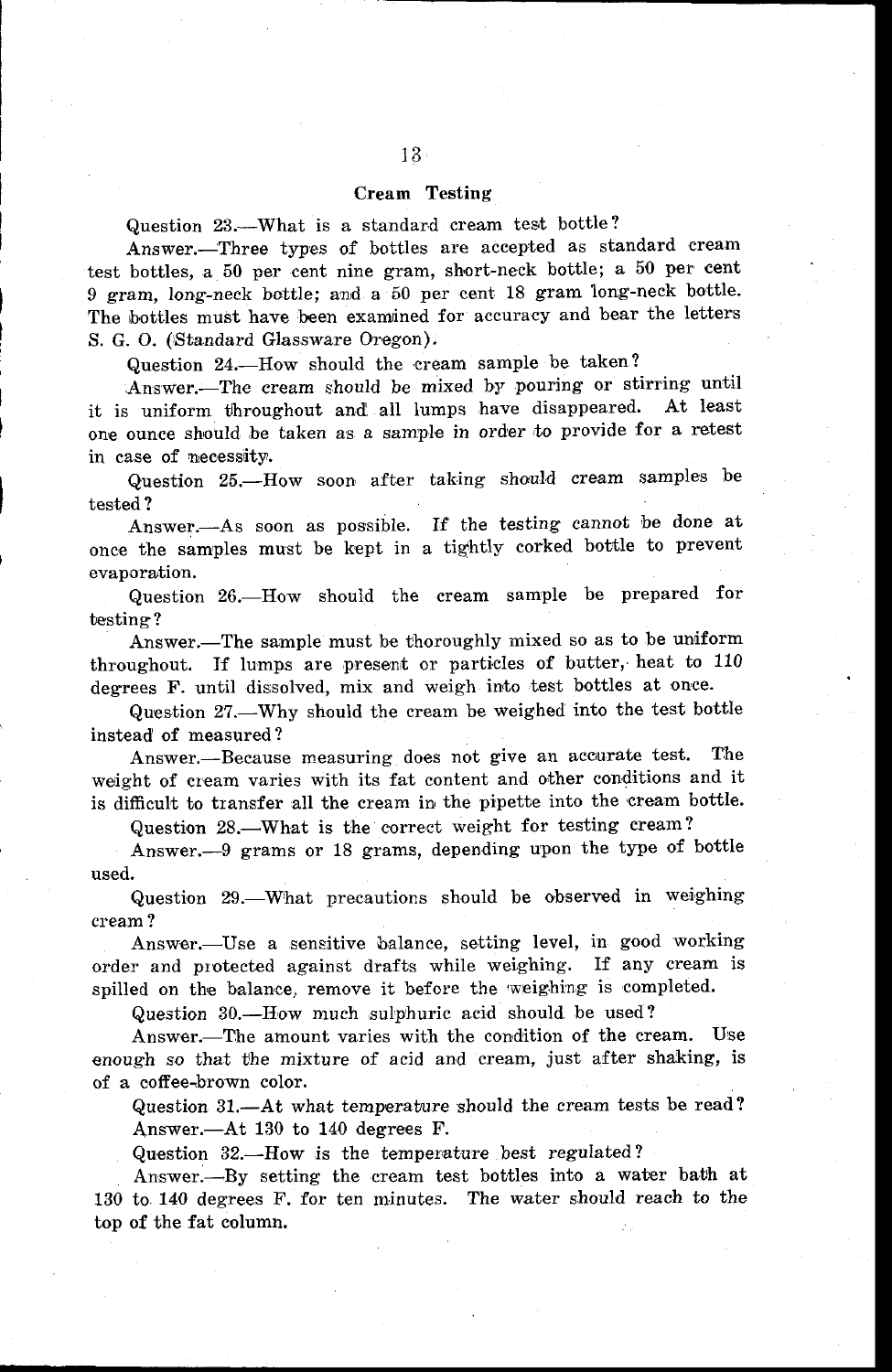## Cream Testing

Question 23.—What is a standard cream test bottle?

Answer.—Three types of bottles are accepted as standard cream test bottles, a 50 per cent nine gram, short-neck bottle; a 50 per cent 9 gram, long-neck bottle; and a 50 per cent 18 gram long-neck bottle. The bottles must have been examined for accuracy and bear the letters S. G. O. (Standard Glassware Oregon).

Question 24.—How should the cream sample be taken?

Answer.—The cream should be mixed by pouring or stirring until it is uniform throughout and all lumps have disappeared. At least one ounce should be taken as a sample in order to provide for a retest in case of necessity.

Question 25.—How soon after taking should cream samples be tested?

Answer.—As soon as possible. If the testing cannot be done at once the samples must be kept in a tightly corked bottle to prevent evaporation.

Question 26.—How should the cream sample be prepared for testing?

Answer.—The sample must be thoroughly mixed so as to be uniform throughout. If lumps are present or particles of butter, heat to 110 degrees F. until dissolved, mix and weigh into test bottles at once.

Question 27.—Why should the cream be weighed into the test bottle instead of measured?

Answer.—Because measuring does not give an accurate test. The weight of cream varies with its fat content and other conditions and it is difficult to transfer all the cream in the pipette into the cream bottle.

Question 28.—What is the correct weight for testing cream?

Answer.—9 grams or 18 grams, depending upon the type of bottle used.

Question 29.—What precautions should be observed in weighing cream?

Answer.—Use a sensitive balance, setting level, in good working order and protected against drafts while weighing. If any cream is spilled on the balance, remove it before the weighing is completed.

Question 30.—How much sulphuric acid should be used?

Answer.—The amount varies with the condition of the cream. Use enough so that the mixture of acid and cream, just after shaking, is of a coffee-brown color.

Question 31.—At what temperature should the cream tests be read?

Answer.—At 130 to 140 degrees F.

Question 32.—How is the temperature best regulated?

Answer.—By setting the cream test bottles into a water bath at 130 to 140 degrees F. for ten minutes. The water should reach to the top of the fat column.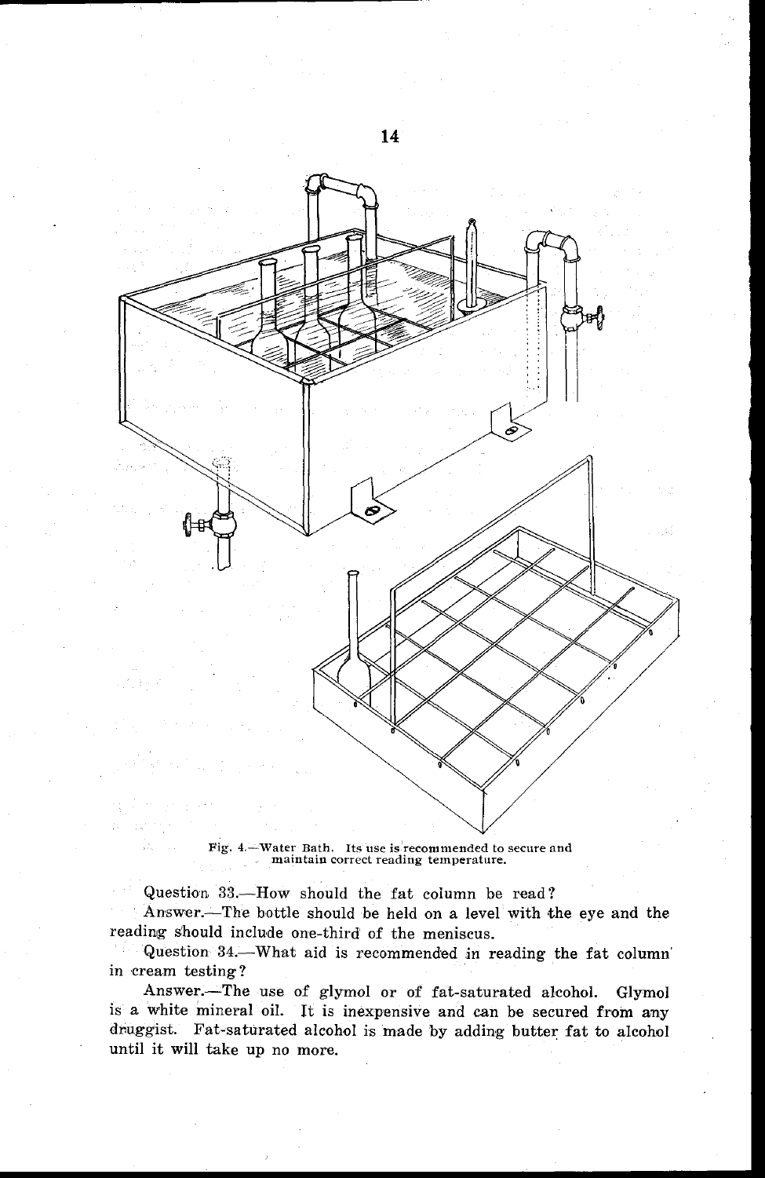Fig. 4.—Water Bath. Its use is recommended to secure and maintain correct reading temperature.

Question 33.—How should the fat column be read?

Answer.—The bottle should be held on a level with the eye and the reading should include one-third of the meniscus.

Question 34.—What aid is recommended in reading the fat column in cream testing?

Answer.—The use of glymol or of fat-saturated alcohol. Glymol is a white mineral oil. It is inexpensive and can be secured from any druggist. Fat-saturated alcohol is made by adding butter fat to alcohol until it will take up no more.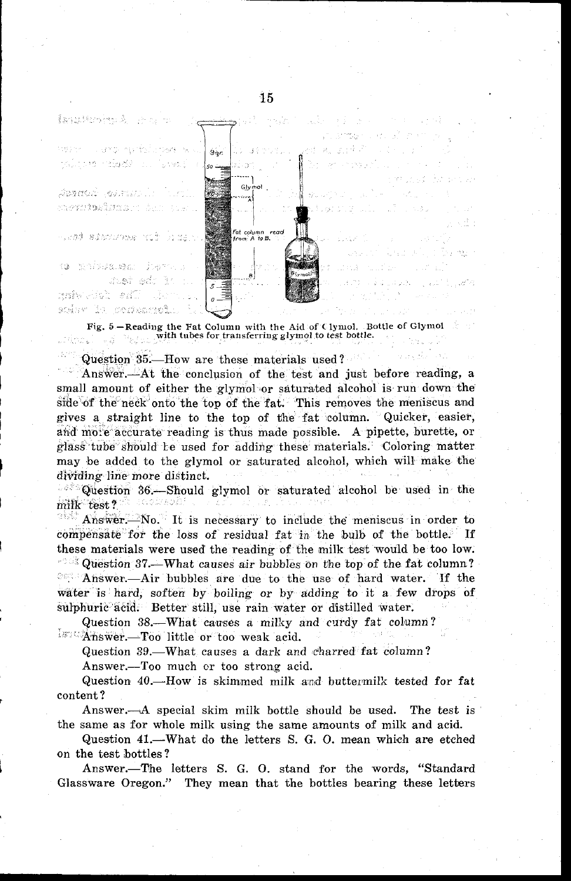Fig. 5—Reading the Fat Column with the Aid of Glymol. Bottle of Glymol with tubes for transferring glymol to test bottle.

Question 35.—How are these materials used?

Answer.—At the conclusion of the test and just before reading, a small amount of either the glymol or saturated alcohol is run down the side of the neck onto the top of the fat. This removes the meniscus and gives a straight line to the top of the fat column. Quicker, easier, and more accurate reading is thus made possible. A pipette, burette, or glass tube should be used for adding these materials. Coloring matter may be added to the glymol or saturated alcohol, which will make the dividing line more distinct.

Question 36.—Should glymol or saturated alcohol be used in the milk test?

Answer.—No. It is necessary to include the meniscus in order to compensate for the loss of residual fat in the bulb of the bottle. If these materials were used the reading of the milk test would be too low.

Question 37.—What causes air bubbles on the top of the fat column?

Answer.—Air bubbles are due to the use of hard water. If the water is hard, soften by boiling or by adding to it a few drops of sulphuric acid. Better still, use rain water or distilled water.

Question 38.—What causes a milky and curdy fat column?

Answer.—Too little or too weak acid.

Question 39.—What causes a dark and charred fat column?

Answer.—Too much or too strong acid.

Question 40.—How is skimmed milk and buttermilk tested for fat content?

Answer.—A special skim milk bottle should be used. The test is the same as for whole milk using the same amounts of milk and acid.

Question 41.—What do the letters S. G. O. mean which are etched on the test bottles?

Answer.—The letters S. G. O. stand for the words, "Standard Glassware Oregon." They mean that the bottles bearing these letters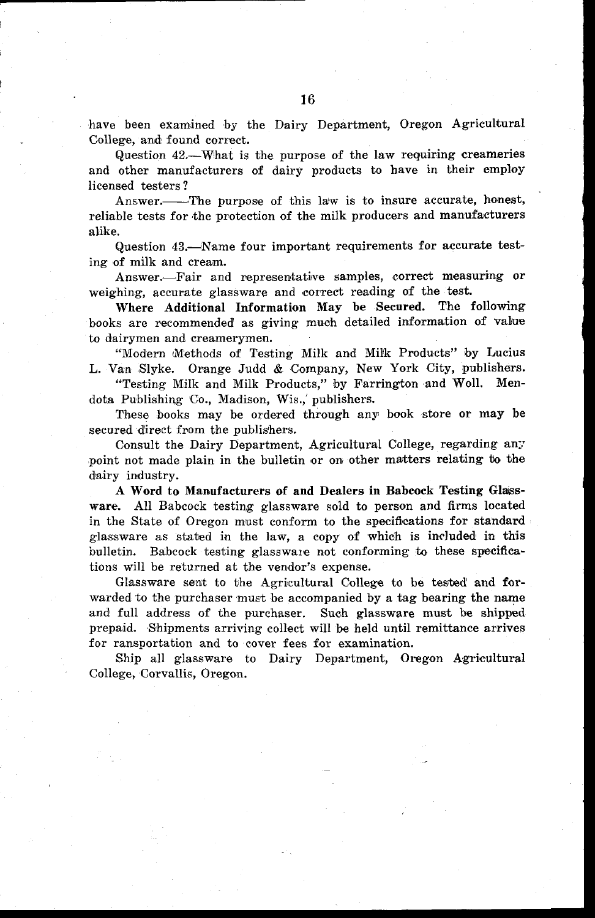have been examined by the Dairy Department, Oregon Agricultural College, and found correct.

Question 42.—What is the purpose of the law requiring creameries and other manufacturers of dairy products to have in their employ licensed testers?

Answer.——The purpose of this law is to insure accurate, honest, reliable tests for the protection of the milk producers and manufacturers alike.

Question 43.—Name four important requirements for accurate testing of milk and cream.

Answer.—Fair and representative samples, correct measuring or weighing, accurate glassware and correct reading of the test.

**Where Additional Information May be Secured.** The following books are recommended as giving much detailed information of value to dairymen and creamerymen.

"Modern Methods of Testing Milk and Milk Products" by Lucius L. Van Slyke. Orange Judd & Company, New York City, publishers.

"Testing Milk and Milk Products," by Farrington and Woll. Mendota Publishing Co., Madison, Wis., publishers.

These books may be ordered through any book store or may be secured direct from the publishers.

Consult the Dairy Department, Agricultural College, regarding any point not made plain in the bulletin or on other matters relating to the dairy industry.

**A Word to Manufacturers of and Dealers in Babcock Testing Glassware.** All Babcock testing glassware sold to person and firms located in the State of Oregon must conform to the specifications for standard glassware as stated in the law, a copy of which is included in this bulletin. Babcock testing glassware not conforming to these specifications will be returned at the vendor's expense.

Glassware sent to the Agricultural College to be tested and forwarded to the purchaser must be accompanied by a tag bearing the name and full address of the purchaser. Such glassware must be shipped prepaid. Shipments arriving collect will be held until remittance arrives for ransportation and to cover fees for examination.

Ship all glassware to Dairy Department, Oregon Agricultural College, Corvallis, Oregon.